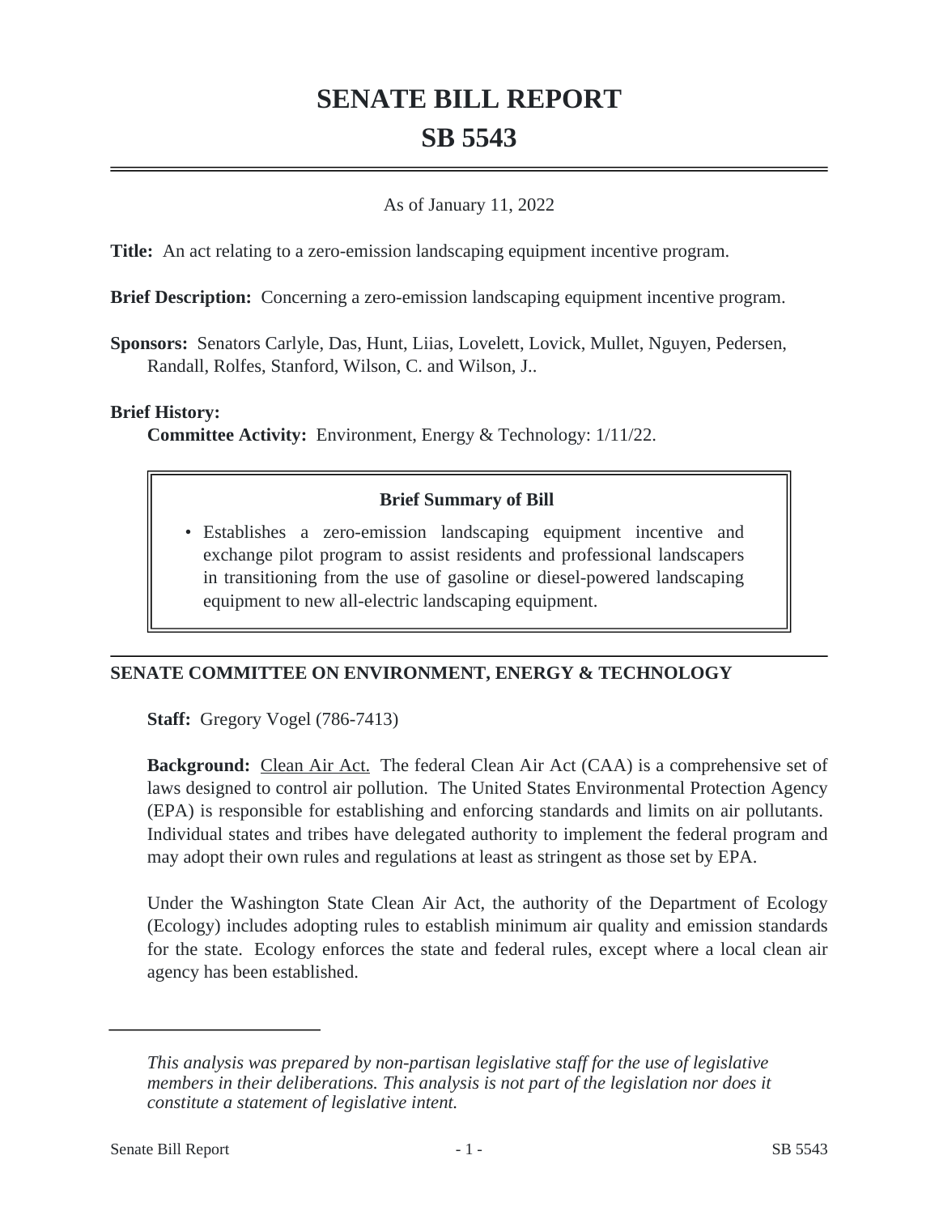# SENATE BILL REPORT

# SB 5543

As of January 11, 2022

**Title:** An act relating to a zero-emission landscaping equipment incentive program.

**Brief Description:** Concerning a zero-emission landscaping equipment incentive program.

**Sponsors:** Senators Carlyle, Das, Hunt, Liias, Lovelett, Lovick, Mullet, Nguyen, Pedersen, Randall, Rolfes, Stanford, Wilson, C. and Wilson, J..

**Brief History:**

**Committee Activity:** Environment, Energy & Technology: 1/11/22.

**Brief Summary of Bill**

- Establishes a zero-emission landscaping equipment incentive and exchange pilot program to assist residents and professional landscapers in transitioning from the use of gasoline or diesel-powered landscaping equipment to new all-electric landscaping equipment.

## SENATE COMMITTEE ON ENVIRONMENT, ENERGY & TECHNOLOGY

**Staff:** Gregory Vogel (786-7413)

**Background:** Clean Air Act. The federal Clean Air Act (CAA) is a comprehensive set of laws designed to control air pollution. The United States Environmental Protection Agency (EPA) is responsible for establishing and enforcing standards and limits on air pollutants. Individual states and tribes have delegated authority to implement the federal program and may adopt their own rules and regulations at least as stringent as those set by EPA.

Under the Washington State Clean Air Act, the authority of the Department of Ecology (Ecology) includes adopting rules to establish minimum air quality and emission standards for the state. Ecology enforces the state and federal rules, except where a local clean air agency has been established.

*This analysis was prepared by non-partisan legislative staff for the use of legislative members in their deliberations. This analysis is not part of the legislation nor does it constitute a statement of legislative intent.*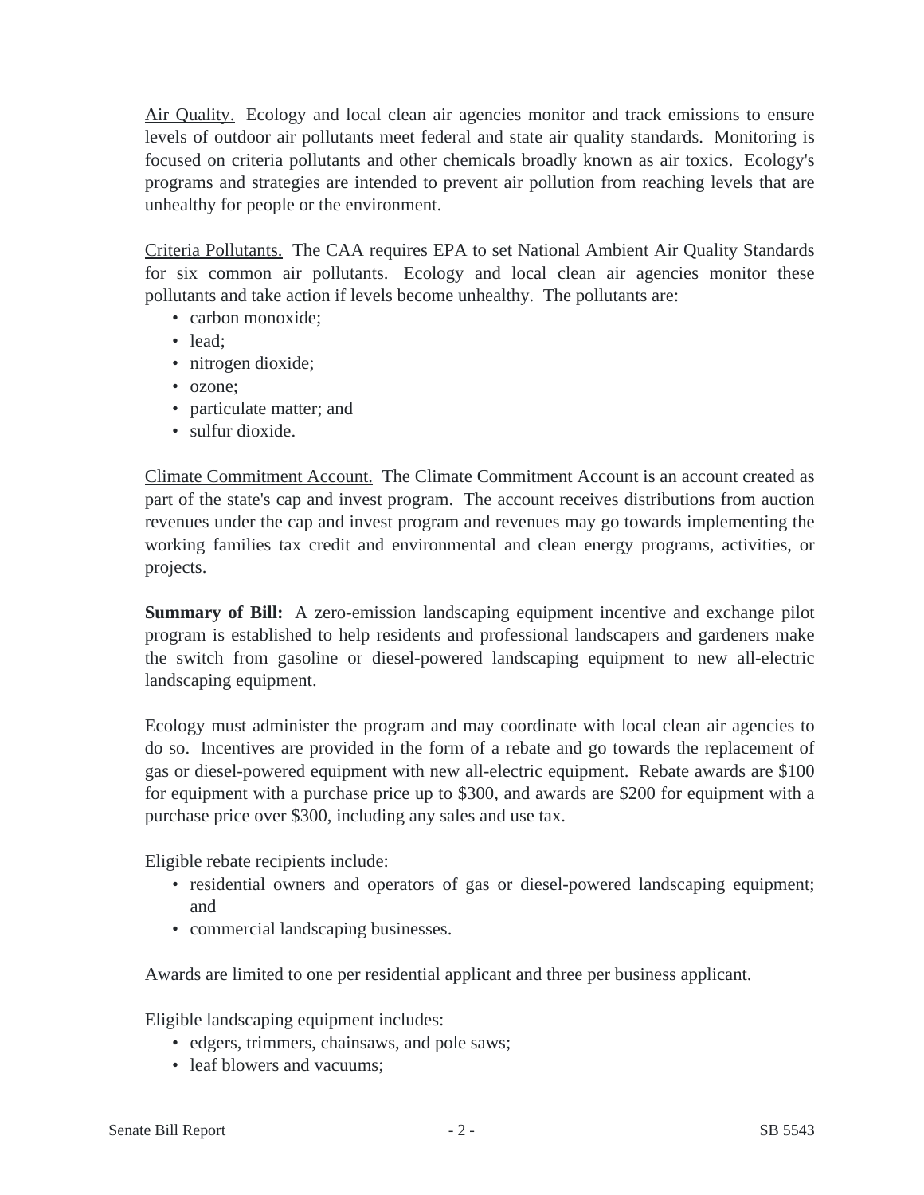<u>Air Quality.</u> Ecology and local clean air agencies monitor and track emissions to ensure levels of outdoor air pollutants meet federal and state air quality standards. Monitoring is focused on criteria pollutants and other chemicals broadly known as air toxics. Ecology's programs and strategies are intended to prevent air pollution from reaching levels that are unhealthy for people or the environment.

<u>Criteria Pollutants.</u> The CAA requires EPA to set National Ambient Air Quality Standards for six common air pollutants. Ecology and local clean air agencies monitor these pollutants and take action if levels become unhealthy. The pollutants are:

- carbon monoxide;
- lead;
- nitrogen dioxide;
- ozone;
- particulate matter; and
- sulfur dioxide.

<u>Climate Commitment Account.</u> The Climate Commitment Account is an account created as part of the state's cap and invest program. The account receives distributions from auction revenues under the cap and invest program and revenues may go towards implementing the working families tax credit and environmental and clean energy programs, activities, or projects.

**Summary of Bill:** A zero-emission landscaping equipment incentive and exchange pilot program is established to help residents and professional landscapers and gardeners make the switch from gasoline or diesel-powered landscaping equipment to new all-electric landscaping equipment.

Ecology must administer the program and may coordinate with local clean air agencies to do so. Incentives are provided in the form of a rebate and go towards the replacement of gas or diesel-powered equipment with new all-electric equipment. Rebate awards are $100 for equipment with a purchase price up to $300, and awards are $200 for equipment with a purchase price over $300, including any sales and use tax.

Eligible rebate recipients include:

- residential owners and operators of gas or diesel-powered landscaping equipment; and
- commercial landscaping businesses.

Awards are limited to one per residential applicant and three per business applicant.

Eligible landscaping equipment includes:

- edgers, trimmers, chainsaws, and pole saws;
- leaf blowers and vacuums;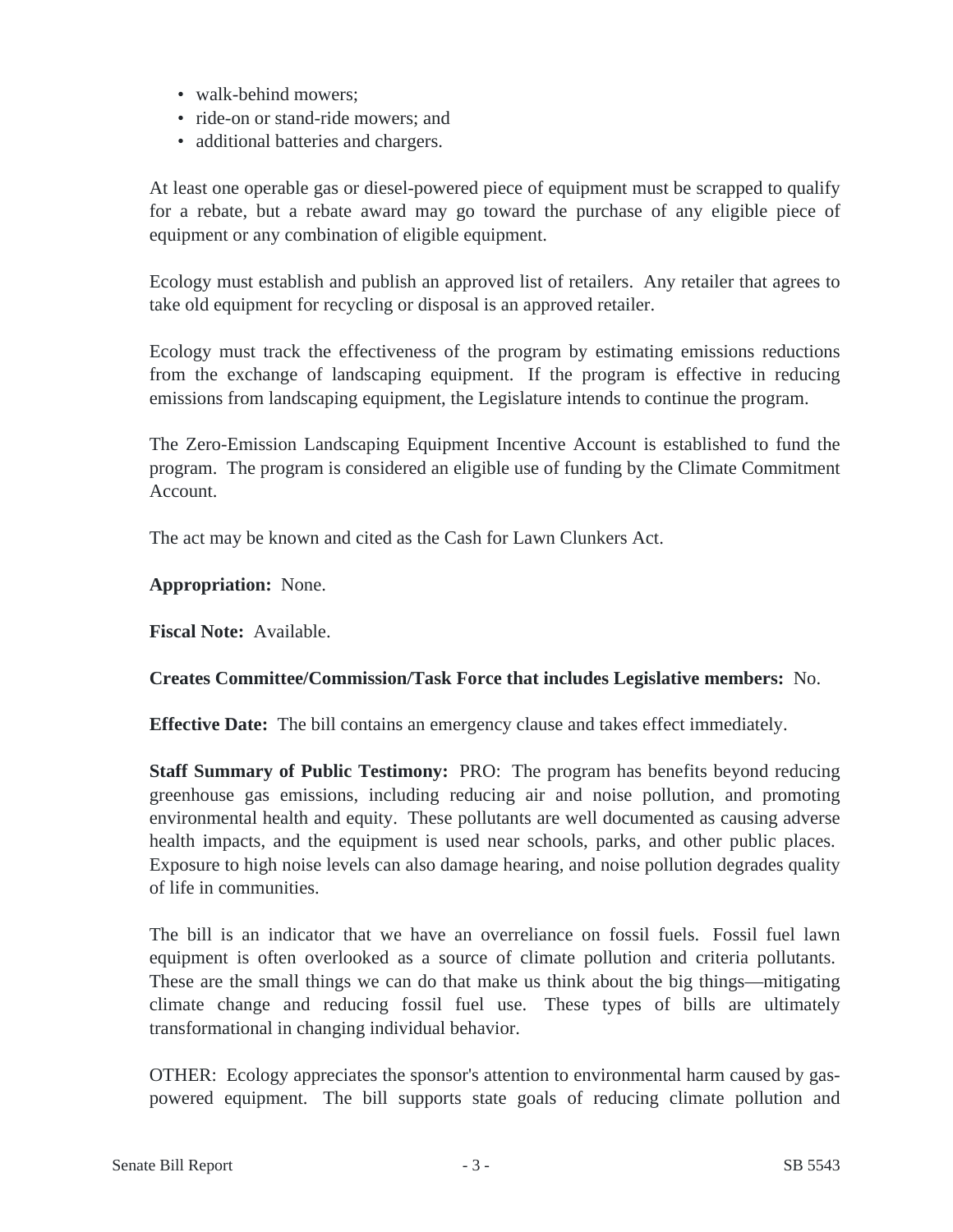- walk-behind mowers;
- ride-on or stand-ride mowers; and
- additional batteries and chargers.

At least one operable gas or diesel-powered piece of equipment must be scrapped to qualify for a rebate, but a rebate award may go toward the purchase of any eligible piece of equipment or any combination of eligible equipment.

Ecology must establish and publish an approved list of retailers. Any retailer that agrees to take old equipment for recycling or disposal is an approved retailer.

Ecology must track the effectiveness of the program by estimating emissions reductions from the exchange of landscaping equipment. If the program is effective in reducing emissions from landscaping equipment, the Legislature intends to continue the program.

The Zero-Emission Landscaping Equipment Incentive Account is established to fund the program. The program is considered an eligible use of funding by the Climate Commitment Account.

The act may be known and cited as the Cash for Lawn Clunkers Act.

**Appropriation:** None.

**Fiscal Note:** Available.

**Creates Committee/Commission/Task Force that includes Legislative members:** No.

**Effective Date:** The bill contains an emergency clause and takes effect immediately.

**Staff Summary of Public Testimony:** PRO: The program has benefits beyond reducing greenhouse gas emissions, including reducing air and noise pollution, and promoting environmental health and equity. These pollutants are well documented as causing adverse health impacts, and the equipment is used near schools, parks, and other public places. Exposure to high noise levels can also damage hearing, and noise pollution degrades quality of life in communities.

The bill is an indicator that we have an overreliance on fossil fuels. Fossil fuel lawn equipment is often overlooked as a source of climate pollution and criteria pollutants. These are the small things we can do that make us think about the big things—mitigating climate change and reducing fossil fuel use. These types of bills are ultimately transformational in changing individual behavior.

OTHER: Ecology appreciates the sponsor's attention to environmental harm caused by gas-powered equipment. The bill supports state goals of reducing climate pollution and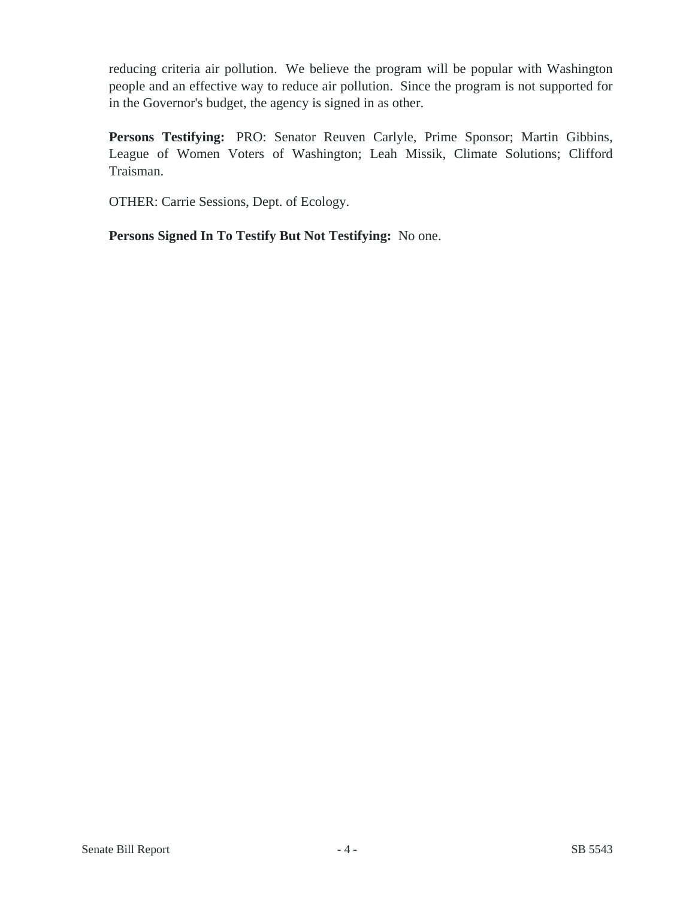reducing criteria air pollution. We believe the program will be popular with Washington people and an effective way to reduce air pollution. Since the program is not supported for in the Governor's budget, the agency is signed in as other.

**Persons Testifying:** PRO: Senator Reuven Carlyle, Prime Sponsor; Martin Gibbins, League of Women Voters of Washington; Leah Missik, Climate Solutions; Clifford Traisman.

OTHER: Carrie Sessions, Dept. of Ecology.

**Persons Signed In To Testify But Not Testifying:** No one.